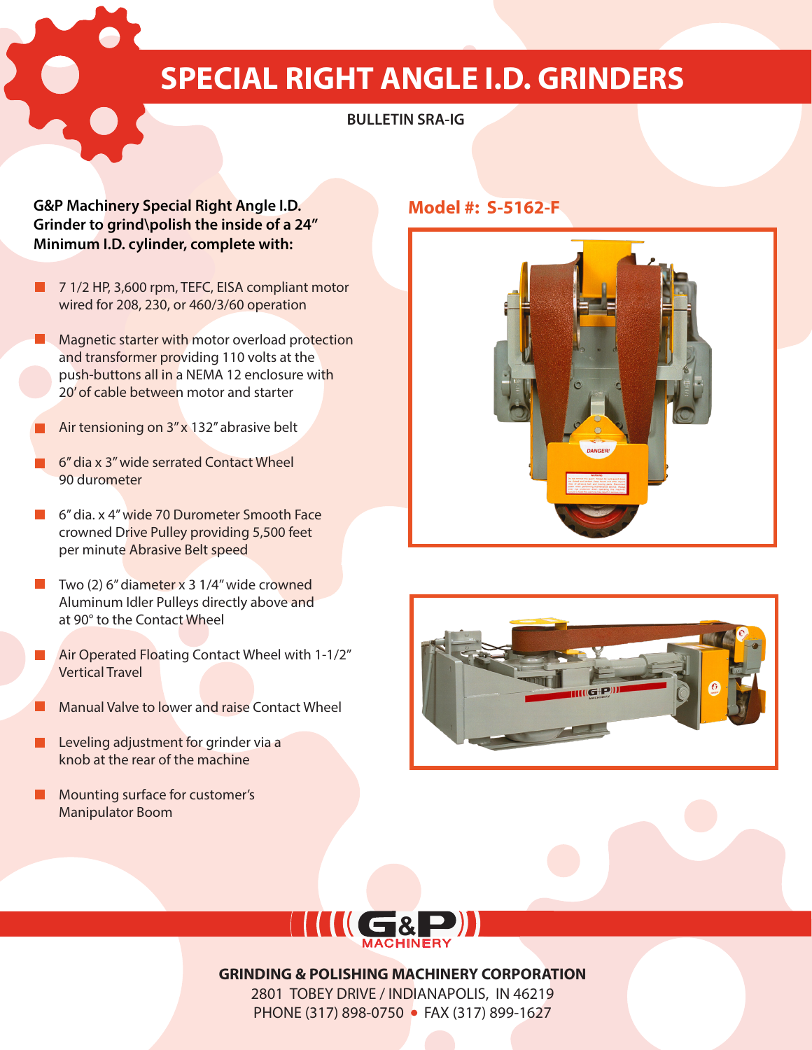# SPECIAL RIGHT ANGLE I.D. GRINDERS

BULLETIN SRA-IG

**G&P Machinery Special Right Angle I.D. Grinder to grind\polish the inside of a 24" Minimum I.D. cylinder, complete with:**

- 7 1/2 HP, 3,600 rpm, TEFC, EISA compliant motor wired for 208, 230, or 460/3/60 operation
- Magnetic starter with motor overload protection and transformer providing 110 volts at the push-buttons all in a NEMA 12 enclosure with 20' of cable between motor and starter
- Air tensioning on 3" x 132" abrasive belt
- 6" dia x 3" wide serrated Contact Wheel 90 durometer
- 6" dia. x 4" wide 70 Durometer Smooth Face crowned Drive Pulley providing 5,500 feet per minute Abrasive Belt speed
- Two (2) 6" diameter x 3 1/4" wide crowned Aluminum Idler Pulleys directly above and at 90° to the Contact Wheel
- Air Operated Floating Contact Wheel with 1-1/2" Vertical Travel
- Manual Valve to lower and raise Contact Wheel
- Leveling adjustment for grinder via a knob at the rear of the machine
- Mounting surface for customer's Manipulator Boom

## Model #: S-5162-F

**GRINDING & POLISHING MACHINERY CORPORATION**

2801 TOBEY DRIVE / INDIANAPOLIS, IN 46219

PHONE (317) 898-0750 • FAX (317) 899-1627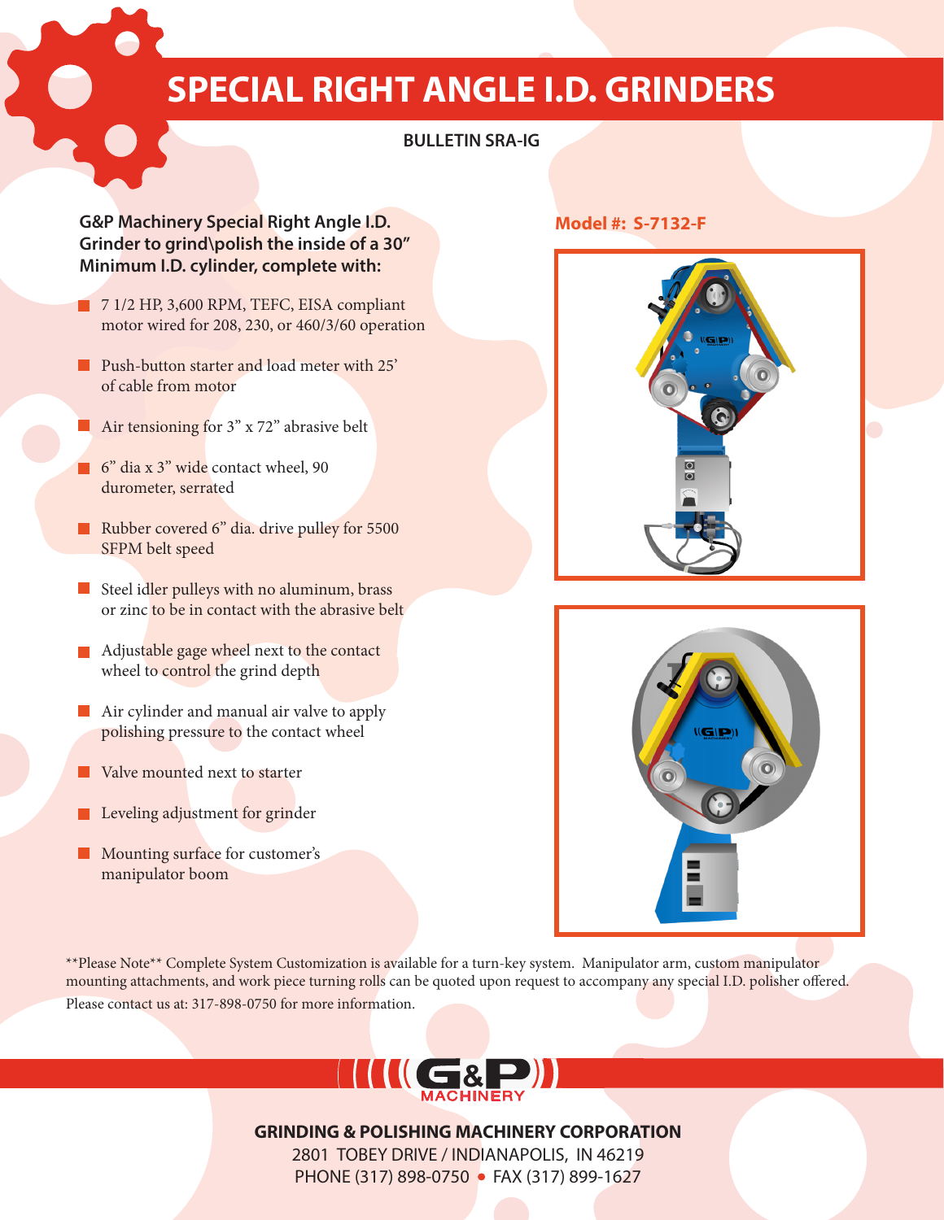# SPECIAL RIGHT ANGLE I.D. GRINDERS

**BULLETIN SRA-IG**

**G&P Machinery Special Right Angle I.D. Grinder to grind\polish the inside of a 30" Minimum I.D. cylinder, complete with:**

- 7 1/2 HP, 3,600 RPM, TEFC, EISA compliant motor wired for 208, 230, or 460/3/60 operation
- Push-button starter and load meter with 25' of cable from motor
- Air tensioning for 3" x 72" abrasive belt
- 6" dia x 3" wide contact wheel, 90 durometer, serrated
- Rubber covered 6" dia. drive pulley for 5500 SFPM belt speed
- Steel idler pulleys with no aluminum, brass or zinc to be in contact with the abrasive belt
- Adjustable gage wheel next to the contact wheel to control the grind depth
- Air cylinder and manual air valve to apply polishing pressure to the contact wheel
- Valve mounted next to starter
- Leveling adjustment for grinder
- Mounting surface for customer's manipulator boom

**Model #: S-7132-F**

**Please Note** Complete System Customization is available for a turn-key system. Manipulator arm, custom manipulator mounting attachments, and work piece turning rolls can be quoted upon request to accompany any special I.D. polisher offered.
Please contact us at: 317-898-0750 for more information.

G&P MACHINERY

**GRINDING & POLISHING MACHINERY CORPORATION**
2801 TOBEY DRIVE / INDIANAPOLIS, IN 46219
PHONE (317) 898-0750 • FAX (317) 899-1627